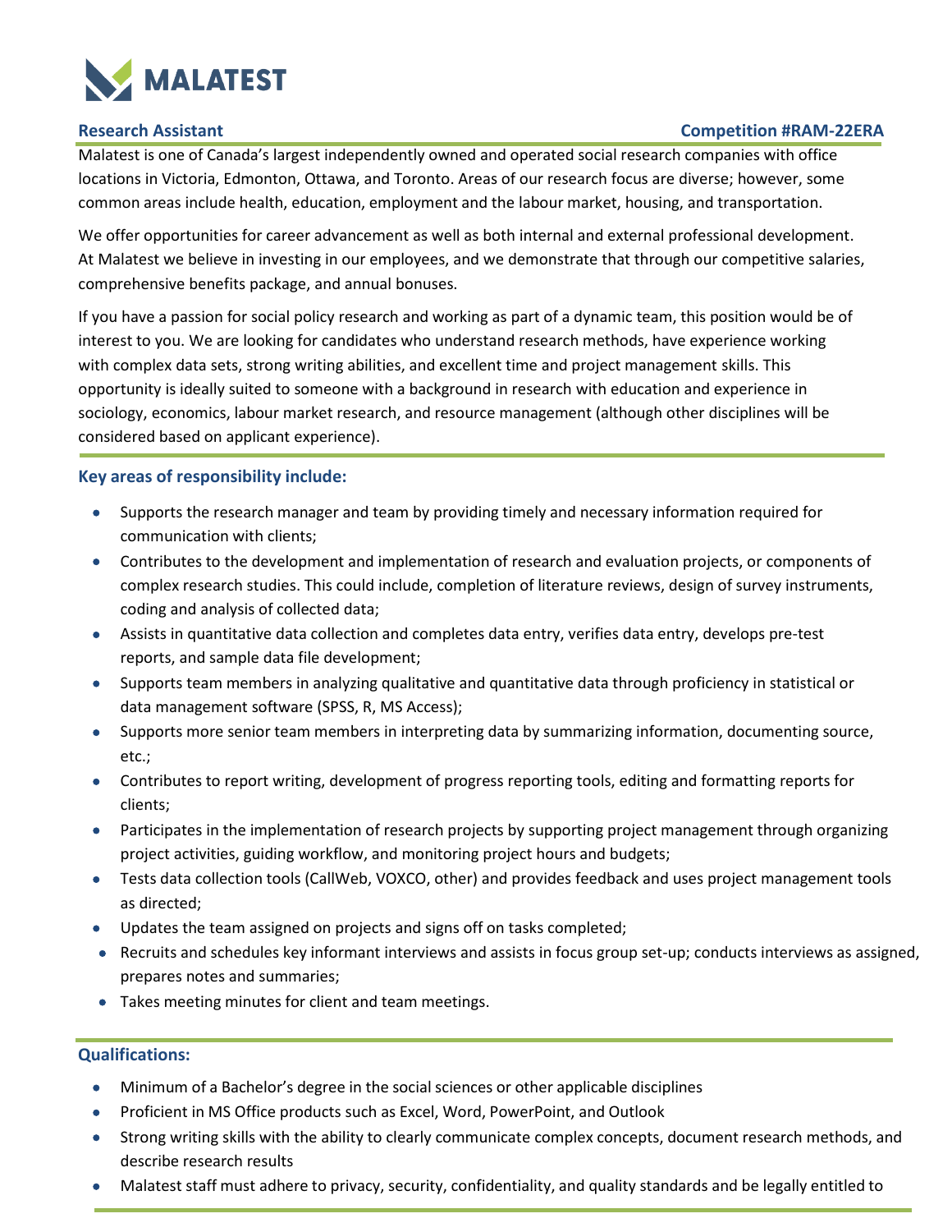# MALATEST

**Research Assistant** **Competition #RAM-22ERA**

Malatest is one of Canada's largest independently owned and operated social research companies with office locations in Victoria, Edmonton, Ottawa, and Toronto. Areas of our research focus are diverse; however, some common areas include health, education, employment and the labour market, housing, and transportation.

We offer opportunities for career advancement as well as both internal and external professional development. At Malatest we believe in investing in our employees, and we demonstrate that through our competitive salaries, comprehensive benefits package, and annual bonuses.

If you have a passion for social policy research and working as part of a dynamic team, this position would be of interest to you. We are looking for candidates who understand research methods, have experience working with complex data sets, strong writing abilities, and excellent time and project management skills. This opportunity is ideally suited to someone with a background in research with education and experience in sociology, economics, labour market research, and resource management (although other disciplines will be considered based on applicant experience).

## Key areas of responsibility include:

- Supports the research manager and team by providing timely and necessary information required for communication with clients;
- Contributes to the development and implementation of research and evaluation projects, or components of complex research studies. This could include, completion of literature reviews, design of survey instruments, coding and analysis of collected data;
- Assists in quantitative data collection and completes data entry, verifies data entry, develops pre-test reports, and sample data file development;
- Supports team members in analyzing qualitative and quantitative data through proficiency in statistical or data management software (SPSS, R, MS Access);
- Supports more senior team members in interpreting data by summarizing information, documenting source, etc.;
- Contributes to report writing, development of progress reporting tools, editing and formatting reports for clients;
- Participates in the implementation of research projects by supporting project management through organizing project activities, guiding workflow, and monitoring project hours and budgets;
- Tests data collection tools (CallWeb, VOXCO, other) and provides feedback and uses project management tools as directed;
- Updates the team assigned on projects and signs off on tasks completed;
- Recruits and schedules key informant interviews and assists in focus group set-up; conducts interviews as assigned, prepares notes and summaries;
- Takes meeting minutes for client and team meetings.

## Qualifications:

- Minimum of a Bachelor's degree in the social sciences or other applicable disciplines
- Proficient in MS Office products such as Excel, Word, PowerPoint, and Outlook
- Strong writing skills with the ability to clearly communicate complex concepts, document research methods, and describe research results
- Malatest staff must adhere to privacy, security, confidentiality, and quality standards and be legally entitled to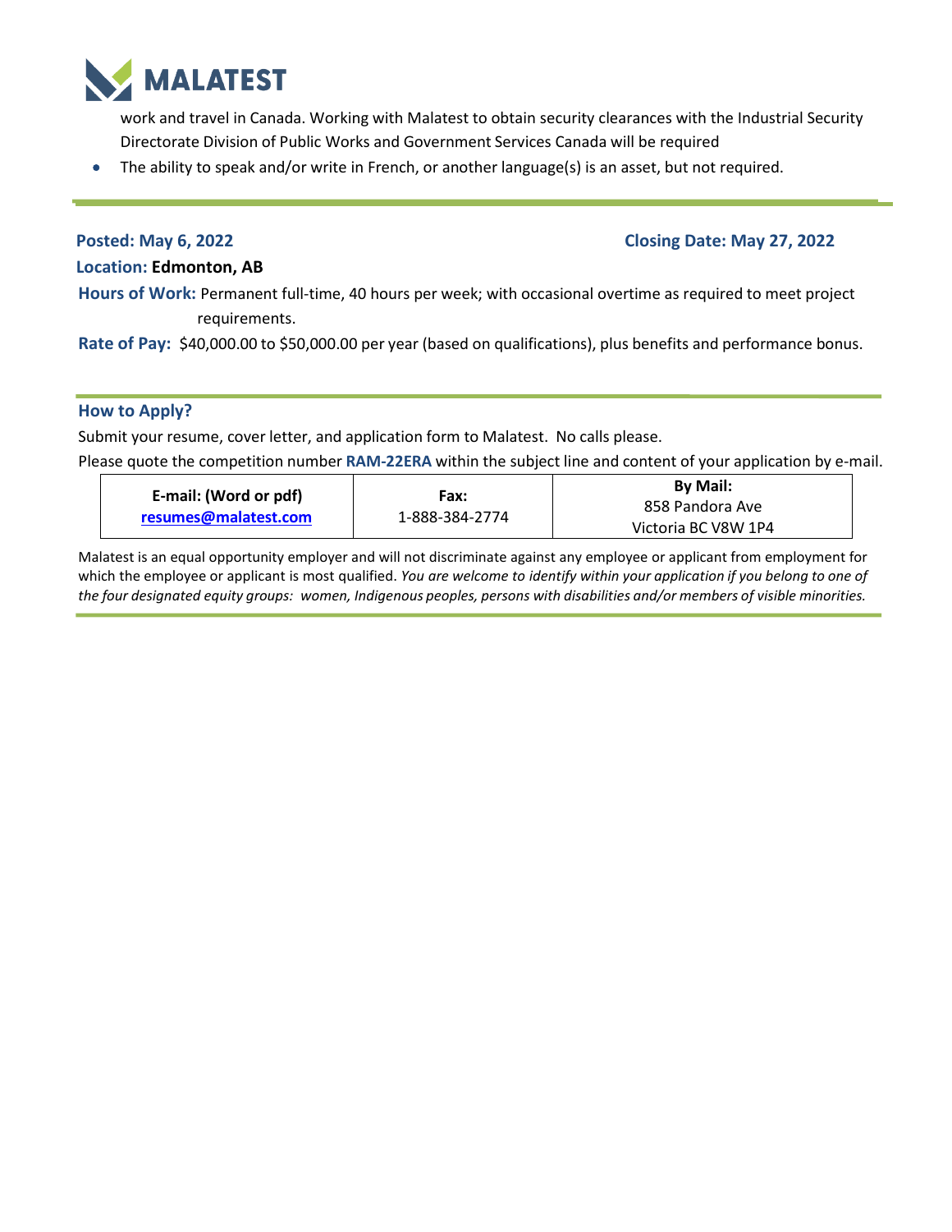work and travel in Canada. Working with Malatest to obtain security clearances with the Industrial Security Directorate Division of Public Works and Government Services Canada will be required

- The ability to speak and/or write in French, or another language(s) is an asset, but not required.

---

**Posted: May 6, 2022** **Closing Date: May 27, 2022**

**Location: Edmonton, AB**

**Hours of Work:** Permanent full-time, 40 hours per week; with occasional overtime as required to meet project requirements.

**Rate of Pay:** $40,000.00 to $50,000.00 per year (based on qualifications), plus benefits and performance bonus.

---

## How to Apply?

Submit your resume, cover letter, and application form to Malatest. No calls please.

Please quote the competition number **RAM-22ERA** within the subject line and content of your application by e-mail.

| | | |
|---|---|---|
| **E-mail: (Word or pdf)**<br>**resumes@malatest.com** | **Fax:**<br>1-888-384-2774 | **By Mail:**<br>858 Pandora Ave<br>Victoria BC V8W 1P4 |

Malatest is an equal opportunity employer and will not discriminate against any employee or applicant from employment for which the employee or applicant is most qualified. *You are welcome to identify within your application if you belong to one of the four designated equity groups: women, Indigenous peoples, persons with disabilities and/or members of visible minorities.*